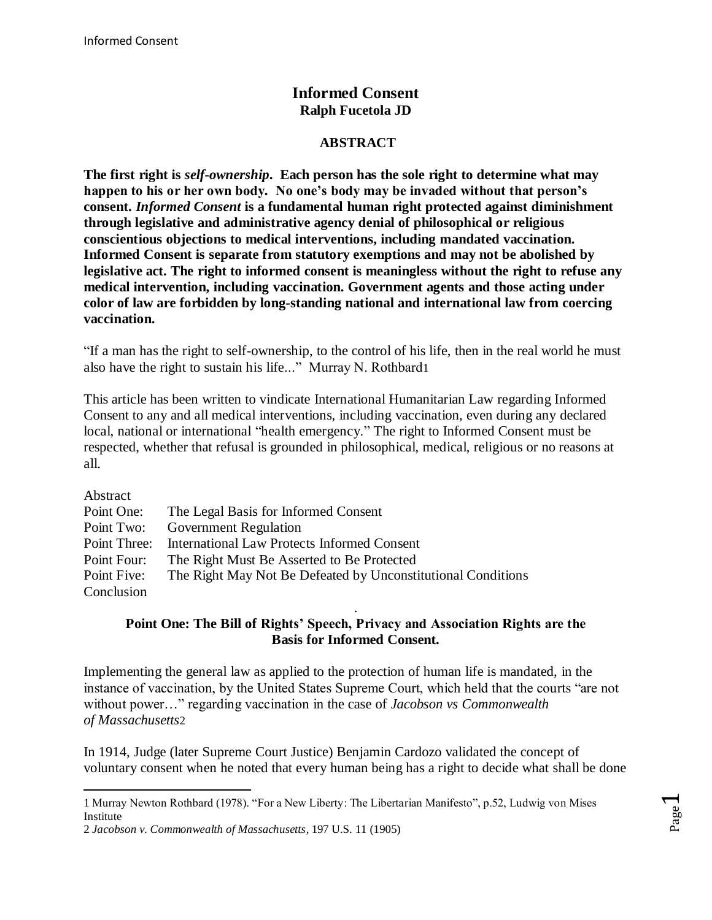# Informed Consent

**Ralph Fucetola JD**

## ABSTRACT

**The first right is *self-ownership*. Each person has the sole right to determine what may happen to his or her own body. No one's body may be invaded without that person's consent. *Informed Consent* is a fundamental human right protected against diminishment through legislative and administrative agency denial of philosophical or religious conscientious objections to medical interventions, including mandated vaccination. Informed Consent is separate from statutory exemptions and may not be abolished by legislative act. The right to informed consent is meaningless without the right to refuse any medical intervention, including vaccination. Government agents and those acting under color of law are forbidden by long-standing national and international law from coercing vaccination.**

"If a man has the right to self-ownership, to the control of his life, then in the real world he must also have the right to sustain his life..." Murray N. Rothbard[1]

This article has been written to vindicate International Humanitarian Law regarding Informed Consent to any and all medical interventions, including vaccination, even during any declared local, national or international "health emergency." The right to Informed Consent must be respected, whether that refusal is grounded in philosophical, medical, religious or no reasons at all.

Abstract
Point One: The Legal Basis for Informed Consent
Point Two: Government Regulation
Point Three: International Law Protects Informed Consent
Point Four: The Right Must Be Asserted to Be Protected
Point Five: The Right May Not Be Defeated by Unconstitutional Conditions
Conclusion

## Point One: The Bill of Rights' Speech, Privacy and Association Rights are the Basis for Informed Consent.

Implementing the general law as applied to the protection of human life is mandated, in the instance of vaccination, by the United States Supreme Court, which held that the courts "are not without power…" regarding vaccination in the case of *Jacobson vs Commonwealth of Massachusetts*[2]

In 1914, Judge (later Supreme Court Justice) Benjamin Cardozo validated the concept of voluntary consent when he noted that every human being has a right to decide what shall be done

---

1 Murray Newton Rothbard (1978). "For a New Liberty: The Libertarian Manifesto", p.52, Ludwig von Mises Institute

2 *Jacobson v. Commonwealth of Massachusetts*, 197 U.S. 11 (1905)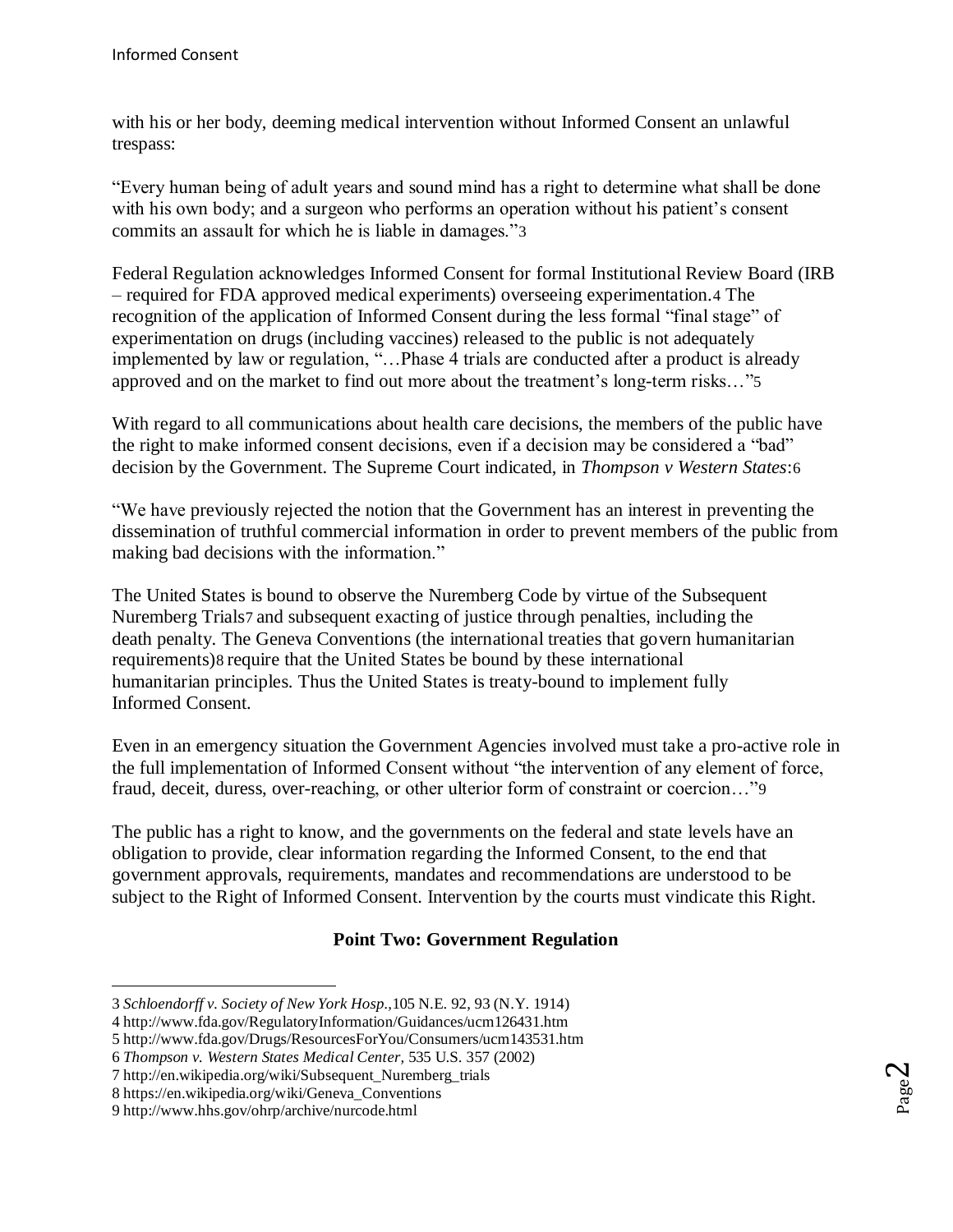with his or her body, deeming medical intervention without Informed Consent an unlawful trespass:

"Every human being of adult years and sound mind has a right to determine what shall be done with his own body; and a surgeon who performs an operation without his patient's consent commits an assault for which he is liable in damages."[3]

Federal Regulation acknowledges Informed Consent for formal Institutional Review Board (IRB – required for FDA approved medical experiments) overseeing experimentation.[4] The recognition of the application of Informed Consent during the less formal "final stage" of experimentation on drugs (including vaccines) released to the public is not adequately implemented by law or regulation, "…Phase 4 trials are conducted after a product is already approved and on the market to find out more about the treatment's long-term risks…"[5]

With regard to all communications about health care decisions, the members of the public have the right to make informed consent decisions, even if a decision may be considered a "bad" decision by the Government. The Supreme Court indicated, in *Thompson v Western States*:[6]

"We have previously rejected the notion that the Government has an interest in preventing the dissemination of truthful commercial information in order to prevent members of the public from making bad decisions with the information."

The United States is bound to observe the Nuremberg Code by virtue of the Subsequent Nuremberg Trials[7] and subsequent exacting of justice through penalties, including the death penalty. The Geneva Conventions (the international treaties that govern humanitarian requirements)[8] require that the United States be bound by these international humanitarian principles. Thus the United States is treaty-bound to implement fully Informed Consent.

Even in an emergency situation the Government Agencies involved must take a pro-active role in the full implementation of Informed Consent without "the intervention of any element of force, fraud, deceit, duress, over-reaching, or other ulterior form of constraint or coercion…"[9]

The public has a right to know, and the governments on the federal and state levels have an obligation to provide, clear information regarding the Informed Consent, to the end that government approvals, requirements, mandates and recommendations are understood to be subject to the Right of Informed Consent. Intervention by the courts must vindicate this Right.

**Point Two: Government Regulation**

---

3 *Schloendorff v. Society of New York Hosp.*,105 N.E. 92, 93 (N.Y. 1914)

4 http://www.fda.gov/RegulatoryInformation/Guidances/ucm126431.htm

5 http://www.fda.gov/Drugs/ResourcesForYou/Consumers/ucm143531.htm

6 *Thompson v. Western States Medical Center*, 535 U.S. 357 (2002)

7 http://en.wikipedia.org/wiki/Subsequent_Nuremberg_trials

8 https://en.wikipedia.org/wiki/Geneva_Conventions

9 http://www.hhs.gov/ohrp/archive/nurcode.html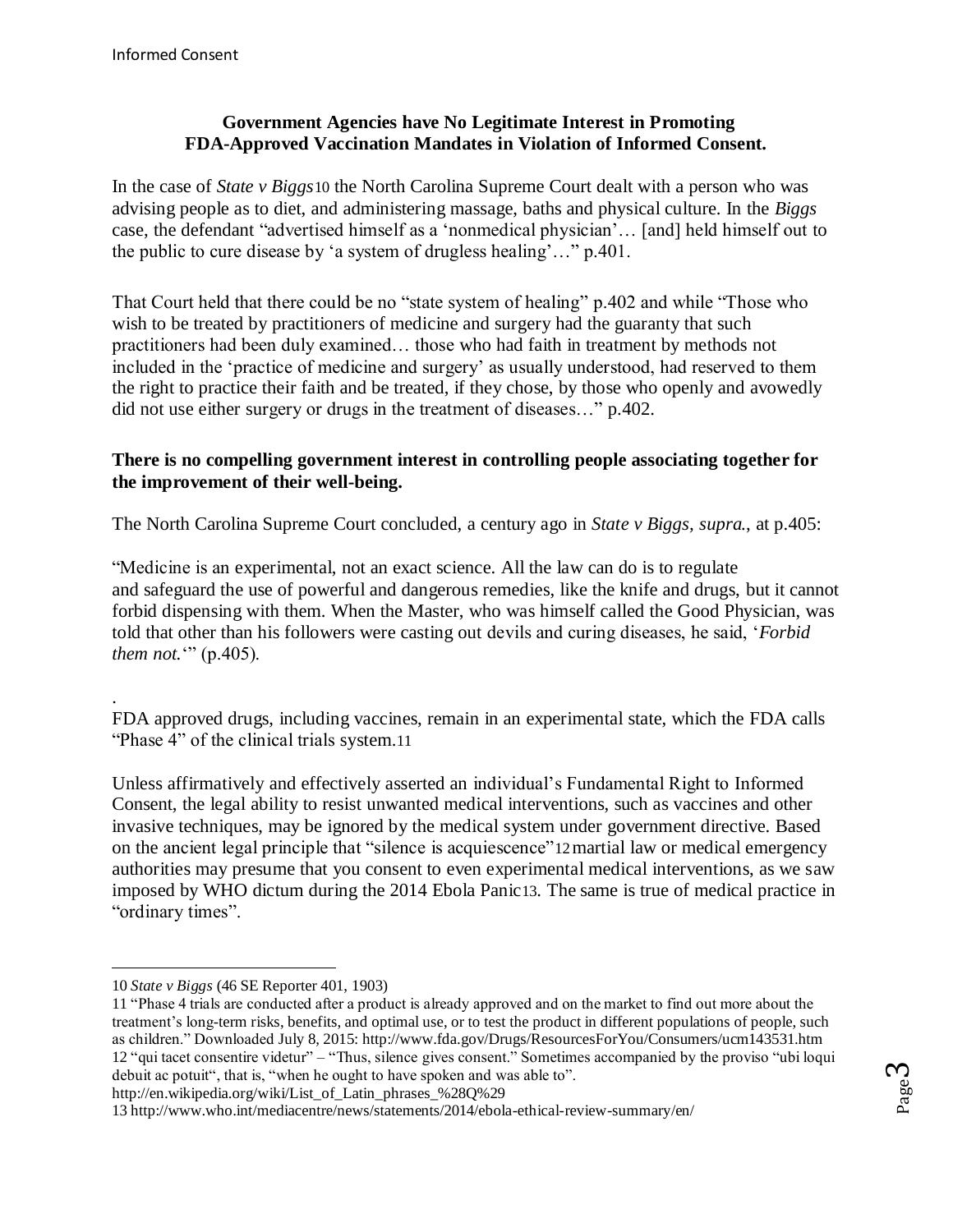**Government Agencies have No Legitimate Interest in Promoting FDA-Approved Vaccination Mandates in Violation of Informed Consent.**

In the case of *State v Biggs*[10] the North Carolina Supreme Court dealt with a person who was advising people as to diet, and administering massage, baths and physical culture. In the *Biggs* case, the defendant "advertised himself as a 'nonmedical physician'… [and] held himself out to the public to cure disease by 'a system of drugless healing'…" p.401.

That Court held that there could be no "state system of healing" p.402 and while "Those who wish to be treated by practitioners of medicine and surgery had the guaranty that such practitioners had been duly examined… those who had faith in treatment by methods not included in the 'practice of medicine and surgery' as usually understood, had reserved to them the right to practice their faith and be treated, if they chose, by those who openly and avowedly did not use either surgery or drugs in the treatment of diseases…" p.402.

**There is no compelling government interest in controlling people associating together for the improvement of their well-being.**

The North Carolina Supreme Court concluded, a century ago in *State v Biggs, supra.*, at p.405:

"Medicine is an experimental, not an exact science. All the law can do is to regulate and safeguard the use of powerful and dangerous remedies, like the knife and drugs, but it cannot forbid dispensing with them. When the Master, who was himself called the Good Physician, was told that other than his followers were casting out devils and curing diseases, he said, '*Forbid them not.*'" (p.405).

.

FDA approved drugs, including vaccines, remain in an experimental state, which the FDA calls "Phase 4" of the clinical trials system.[11]

Unless affirmatively and effectively asserted an individual's Fundamental Right to Informed Consent, the legal ability to resist unwanted medical interventions, such as vaccines and other invasive techniques, may be ignored by the medical system under government directive. Based on the ancient legal principle that "silence is acquiescence"[12] martial law or medical emergency authorities may presume that you consent to even experimental medical interventions, as we saw imposed by WHO dictum during the 2014 Ebola Panic[13]. The same is true of medical practice in "ordinary times".

---

10 *State v Biggs* (46 SE Reporter 401, 1903)

11 "Phase 4 trials are conducted after a product is already approved and on the market to find out more about the treatment's long-term risks, benefits, and optimal use, or to test the product in different populations of people, such as children." Downloaded July 8, 2015: http://www.fda.gov/Drugs/ResourcesForYou/Consumers/ucm143531.htm

12 "qui tacet consentire videtur" – "Thus, silence gives consent." Sometimes accompanied by the proviso "ubi loqui debuit ac potuit", that is, "when he ought to have spoken and was able to". http://en.wikipedia.org/wiki/List_of_Latin_phrases_%28Q%29

13 http://www.who.int/mediacentre/news/statements/2014/ebola-ethical-review-summary/en/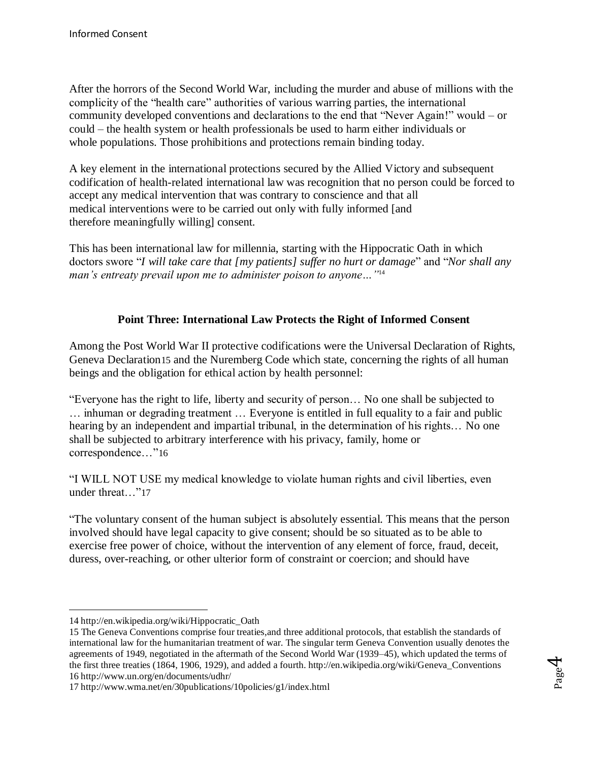After the horrors of the Second World War, including the murder and abuse of millions with the complicity of the "health care" authorities of various warring parties, the international community developed conventions and declarations to the end that "Never Again!" would – or could – the health system or health professionals be used to harm either individuals or whole populations. Those prohibitions and protections remain binding today.

A key element in the international protections secured by the Allied Victory and subsequent codification of health-related international law was recognition that no person could be forced to accept any medical intervention that was contrary to conscience and that all medical interventions were to be carried out only with fully informed [and therefore meaningfully willing] consent.

This has been international law for millennia, starting with the Hippocratic Oath in which doctors swore "*I will take care that [my patients] suffer no hurt or damage*" and "*Nor shall any man's entreaty prevail upon me to administer poison to anyone…*"[14]

### Point Three: International Law Protects the Right of Informed Consent

Among the Post World War II protective codifications were the Universal Declaration of Rights, Geneva Declaration[15] and the Nuremberg Code which state, concerning the rights of all human beings and the obligation for ethical action by health personnel:

"Everyone has the right to life, liberty and security of person… No one shall be subjected to … inhuman or degrading treatment … Everyone is entitled in full equality to a fair and public hearing by an independent and impartial tribunal, in the determination of his rights… No one shall be subjected to arbitrary interference with his privacy, family, home or correspondence…"[16]

"I WILL NOT USE my medical knowledge to violate human rights and civil liberties, even under threat…"[17]

"The voluntary consent of the human subject is absolutely essential. This means that the person involved should have legal capacity to give consent; should be so situated as to be able to exercise free power of choice, without the intervention of any element of force, fraud, deceit, duress, over-reaching, or other ulterior form of constraint or coercion; and should have

---

14 http://en.wikipedia.org/wiki/Hippocratic_Oath

15 The Geneva Conventions comprise four treaties,and three additional protocols, that establish the standards of international law for the humanitarian treatment of war. The singular term Geneva Convention usually denotes the agreements of 1949, negotiated in the aftermath of the Second World War (1939–45), which updated the terms of the first three treaties (1864, 1906, 1929), and added a fourth. http://en.wikipedia.org/wiki/Geneva_Conventions

16 http://www.un.org/en/documents/udhr/

17 http://www.wma.net/en/30publications/10policies/g1/index.html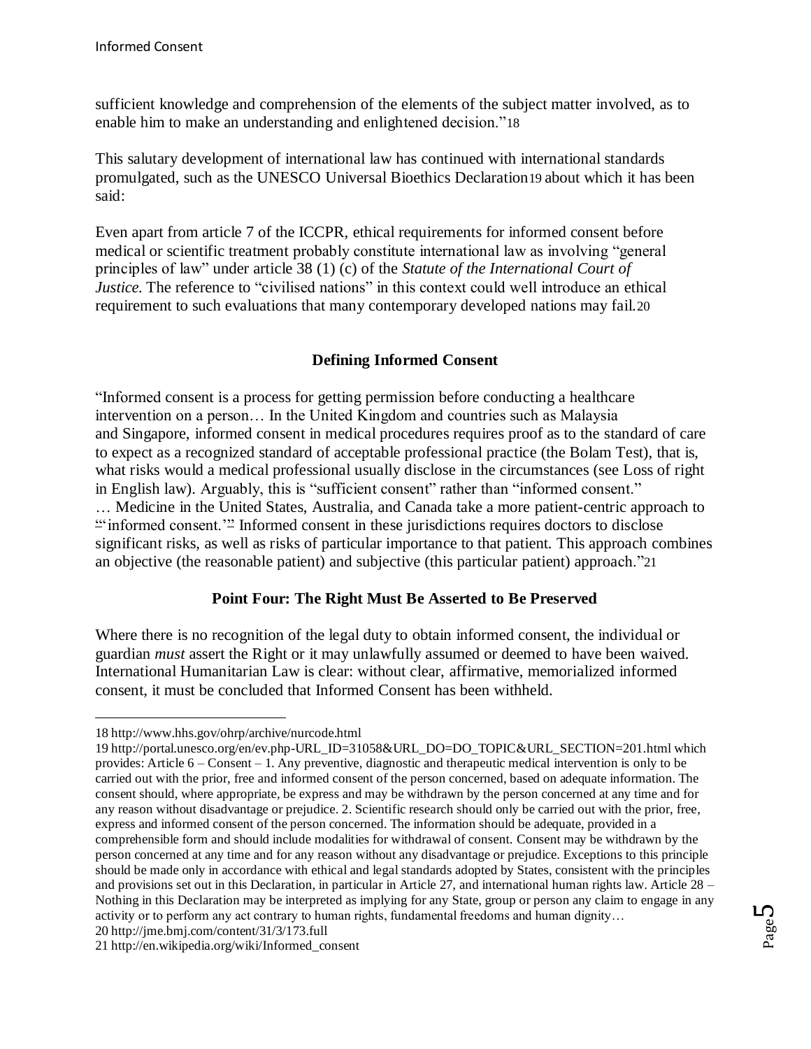sufficient knowledge and comprehension of the elements of the subject matter involved, as to enable him to make an understanding and enlightened decision."[18]

This salutary development of international law has continued with international standards promulgated, such as the UNESCO Universal Bioethics Declaration[19] about which it has been said:

Even apart from article 7 of the ICCPR, ethical requirements for informed consent before medical or scientific treatment probably constitute international law as involving "general principles of law" under article 38 (1) (c) of the *Statute of the International Court of Justice*. The reference to "civilised nations" in this context could well introduce an ethical requirement to such evaluations that many contemporary developed nations may fail.[20]

## Defining Informed Consent

"Informed consent is a process for getting permission before conducting a healthcare intervention on a person… In the United Kingdom and countries such as Malaysia and Singapore, informed consent in medical procedures requires proof as to the standard of care to expect as a recognized standard of acceptable professional practice (the Bolam Test), that is, what risks would a medical professional usually disclose in the circumstances (see Loss of right in English law). Arguably, this is "sufficient consent" rather than "informed consent." … Medicine in the United States, Australia, and Canada take a more patient-centric approach to "'informed consent.'" Informed consent in these jurisdictions requires doctors to disclose significant risks, as well as risks of particular importance to that patient. This approach combines an objective (the reasonable patient) and subjective (this particular patient) approach."[21]

## Point Four: The Right Must Be Asserted to Be Preserved

Where there is no recognition of the legal duty to obtain informed consent, the individual or guardian *must* assert the Right or it may unlawfully assumed or deemed to have been waived. International Humanitarian Law is clear: without clear, affirmative, memorialized informed consent, it must be concluded that Informed Consent has been withheld.

---

18 http://www.hhs.gov/ohrp/archive/nurcode.html

19 http://portal.unesco.org/en/ev.php-URL_ID=31058&URL_DO=DO_TOPIC&URL_SECTION=201.html which provides: Article 6 – Consent – 1. Any preventive, diagnostic and therapeutic medical intervention is only to be carried out with the prior, free and informed consent of the person concerned, based on adequate information. The consent should, where appropriate, be express and may be withdrawn by the person concerned at any time and for any reason without disadvantage or prejudice. 2. Scientific research should only be carried out with the prior, free, express and informed consent of the person concerned. The information should be adequate, provided in a comprehensible form and should include modalities for withdrawal of consent. Consent may be withdrawn by the person concerned at any time and for any reason without any disadvantage or prejudice. Exceptions to this principle should be made only in accordance with ethical and legal standards adopted by States, consistent with the principles and provisions set out in this Declaration, in particular in Article 27, and international human rights law. Article 28 – Nothing in this Declaration may be interpreted as implying for any State, group or person any claim to engage in any activity or to perform any act contrary to human rights, fundamental freedoms and human dignity…

20 http://jme.bmj.com/content/31/3/173.full

21 http://en.wikipedia.org/wiki/Informed_consent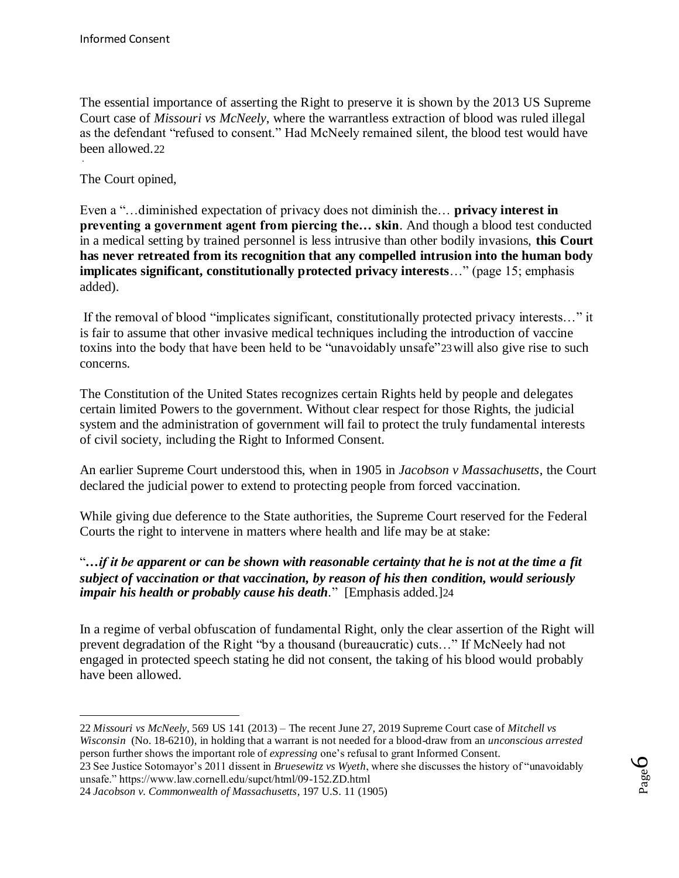The essential importance of asserting the Right to preserve it is shown by the 2013 US Supreme Court case of *Missouri vs McNeely*, where the warrantless extraction of blood was ruled illegal as the defendant "refused to consent." Had McNeely remained silent, the blood test would have been allowed.[22]

The Court opined,

Even a "…diminished expectation of privacy does not diminish the… **privacy interest in preventing a government agent from piercing the… skin**. And though a blood test conducted in a medical setting by trained personnel is less intrusive than other bodily invasions, **this Court has never retreated from its recognition that any compelled intrusion into the human body implicates significant, constitutionally protected privacy interests**…" (page 15; emphasis added).

If the removal of blood "implicates significant, constitutionally protected privacy interests…" it is fair to assume that other invasive medical techniques including the introduction of vaccine toxins into the body that have been held to be "unavoidably unsafe"[23] will also give rise to such concerns.

The Constitution of the United States recognizes certain Rights held by people and delegates certain limited Powers to the government. Without clear respect for those Rights, the judicial system and the administration of government will fail to protect the truly fundamental interests of civil society, including the Right to Informed Consent.

An earlier Supreme Court understood this, when in 1905 in *Jacobson v Massachusetts*, the Court declared the judicial power to extend to protecting people from forced vaccination.

While giving due deference to the State authorities, the Supreme Court reserved for the Federal Courts the right to intervene in matters where health and life may be at stake:

"***…if it be apparent or can be shown with reasonable certainty that he is not at the time a fit subject of vaccination or that vaccination, by reason of his then condition, would seriously impair his health or probably cause his death***." [Emphasis added.][24]

In a regime of verbal obfuscation of fundamental Right, only the clear assertion of the Right will prevent degradation of the Right "by a thousand (bureaucratic) cuts…" If McNeely had not engaged in protected speech stating he did not consent, the taking of his blood would probably have been allowed.

---

22 *Missouri vs McNeely*, 569 US 141 (2013) – The recent June 27, 2019 Supreme Court case of *Mitchell vs Wisconsin* (No. 18-6210), in holding that a warrant is not needed for a blood-draw from an *unconscious arrested* person further shows the important role of *expressing* one's refusal to grant Informed Consent.

23 See Justice Sotomayor's 2011 dissent in *Bruesewitz vs Wyeth*, where she discusses the history of "unavoidably unsafe." https://www.law.cornell.edu/supct/html/09-152.ZD.html

24 *Jacobson v. Commonwealth of Massachusetts*, 197 U.S. 11 (1905)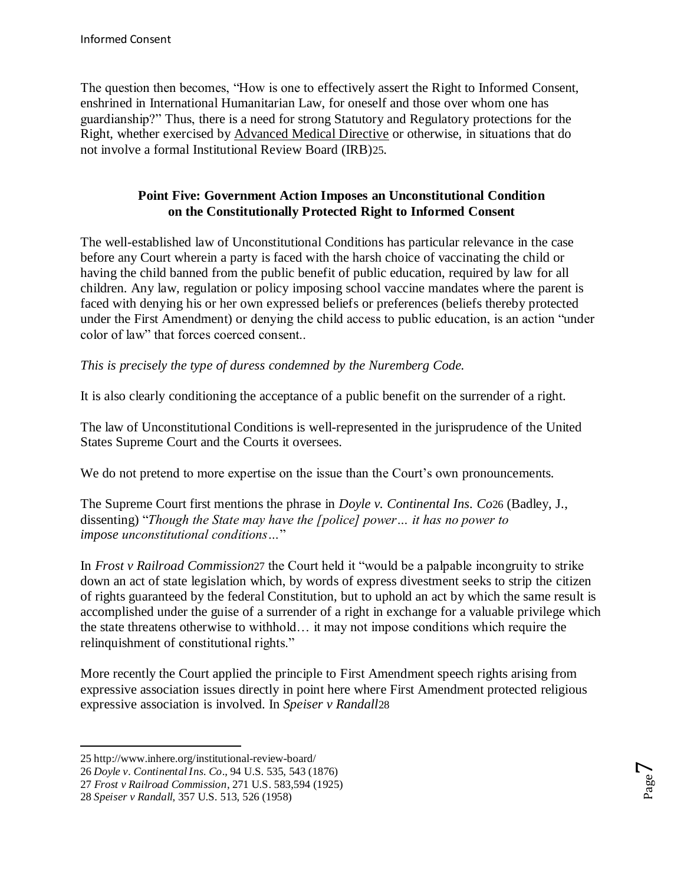The question then becomes, "How is one to effectively assert the Right to Informed Consent, enshrined in International Humanitarian Law, for oneself and those over whom one has guardianship?" Thus, there is a need for strong Statutory and Regulatory protections for the Right, whether exercised by Advanced Medical Directive or otherwise, in situations that do not involve a formal Institutional Review Board (IRB)[25].

### Point Five: Government Action Imposes an Unconstitutional Condition on the Constitutionally Protected Right to Informed Consent

The well-established law of Unconstitutional Conditions has particular relevance in the case before any Court wherein a party is faced with the harsh choice of vaccinating the child or having the child banned from the public benefit of public education, required by law for all children. Any law, regulation or policy imposing school vaccine mandates where the parent is faced with denying his or her own expressed beliefs or preferences (beliefs thereby protected under the First Amendment) or denying the child access to public education, is an action "under color of law" that forces coerced consent..

*This is precisely the type of duress condemned by the Nuremberg Code.*

It is also clearly conditioning the acceptance of a public benefit on the surrender of a right.

The law of Unconstitutional Conditions is well-represented in the jurisprudence of the United States Supreme Court and the Courts it oversees.

We do not pretend to more expertise on the issue than the Court's own pronouncements.

The Supreme Court first mentions the phrase in *Doyle v. Continental Ins. Co*[26] (Badley, J., dissenting) "*Though the State may have the [police] power… it has no power to impose unconstitutional conditions…*"

In *Frost v Railroad Commission*[27] the Court held it "would be a palpable incongruity to strike down an act of state legislation which, by words of express divestment seeks to strip the citizen of rights guaranteed by the federal Constitution, but to uphold an act by which the same result is accomplished under the guise of a surrender of a right in exchange for a valuable privilege which the state threatens otherwise to withhold… it may not impose conditions which require the relinquishment of constitutional rights."

More recently the Court applied the principle to First Amendment speech rights arising from expressive association issues directly in point here where First Amendment protected religious expressive association is involved. In *Speiser v Randall*[28]

---

25 http://www.inhere.org/institutional-review-board/

26 *Doyle v. Continental Ins. Co*., 94 U.S. 535, 543 (1876)

27 *Frost v Railroad Commission*, 271 U.S. 583,594 (1925)

28 *Speiser v Randall*, 357 U.S. 513, 526 (1958)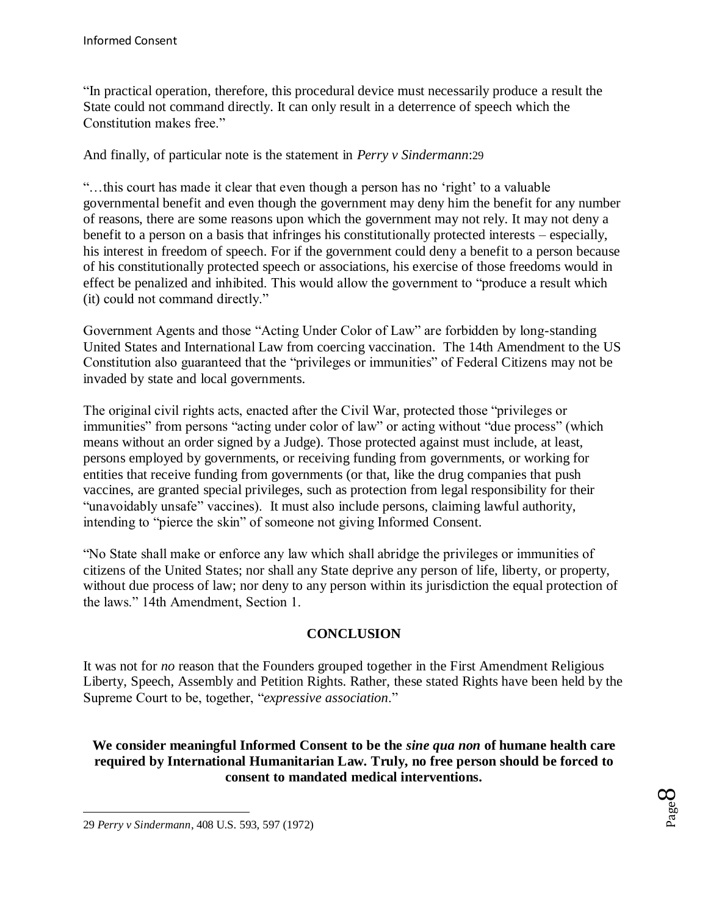"In practical operation, therefore, this procedural device must necessarily produce a result the State could not command directly. It can only result in a deterrence of speech which the Constitution makes free."

And finally, of particular note is the statement in *Perry v Sindermann*:[29]

"…this court has made it clear that even though a person has no 'right' to a valuable governmental benefit and even though the government may deny him the benefit for any number of reasons, there are some reasons upon which the government may not rely. It may not deny a benefit to a person on a basis that infringes his constitutionally protected interests – especially, his interest in freedom of speech. For if the government could deny a benefit to a person because of his constitutionally protected speech or associations, his exercise of those freedoms would in effect be penalized and inhibited. This would allow the government to "produce a result which (it) could not command directly."

Government Agents and those "Acting Under Color of Law" are forbidden by long-standing United States and International Law from coercing vaccination. The 14th Amendment to the US Constitution also guaranteed that the "privileges or immunities" of Federal Citizens may not be invaded by state and local governments.

The original civil rights acts, enacted after the Civil War, protected those "privileges or immunities" from persons "acting under color of law" or acting without "due process" (which means without an order signed by a Judge). Those protected against must include, at least, persons employed by governments, or receiving funding from governments, or working for entities that receive funding from governments (or that, like the drug companies that push vaccines, are granted special privileges, such as protection from legal responsibility for their "unavoidably unsafe" vaccines). It must also include persons, claiming lawful authority, intending to "pierce the skin" of someone not giving Informed Consent.

"No State shall make or enforce any law which shall abridge the privileges or immunities of citizens of the United States; nor shall any State deprive any person of life, liberty, or property, without due process of law; nor deny to any person within its jurisdiction the equal protection of the laws." 14th Amendment, Section 1.

## CONCLUSION

It was not for *no* reason that the Founders grouped together in the First Amendment Religious Liberty, Speech, Assembly and Petition Rights. Rather, these stated Rights have been held by the Supreme Court to be, together, "*expressive association*."

**We consider meaningful Informed Consent to be the *sine qua non* of humane health care required by International Humanitarian Law. Truly, no free person should be forced to consent to mandated medical interventions.**

---

29 *Perry v Sindermann*, 408 U.S. 593, 597 (1972)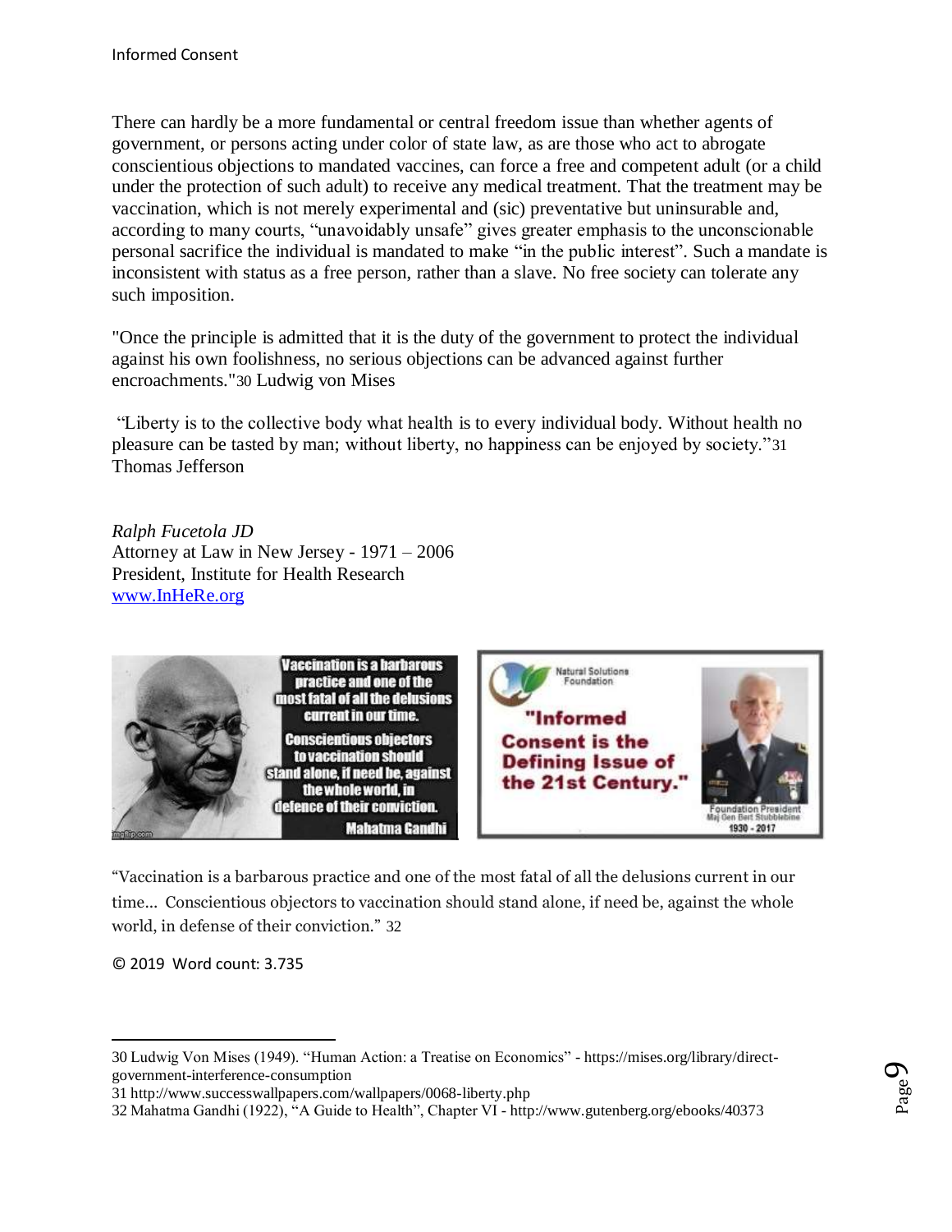There can hardly be a more fundamental or central freedom issue than whether agents of government, or persons acting under color of state law, as are those who act to abrogate conscientious objections to mandated vaccines, can force a free and competent adult (or a child under the protection of such adult) to receive any medical treatment. That the treatment may be vaccination, which is not merely experimental and (sic) preventative but uninsurable and, according to many courts, "unavoidably unsafe" gives greater emphasis to the unconscionable personal sacrifice the individual is mandated to make "in the public interest". Such a mandate is inconsistent with status as a free person, rather than a slave. No free society can tolerate any such imposition.

"Once the principle is admitted that it is the duty of the government to protect the individual against his own foolishness, no serious objections can be advanced against further encroachments."[30] Ludwig von Mises

"Liberty is to the collective body what health is to every individual body. Without health no pleasure can be tasted by man; without liberty, no happiness can be enjoyed by society."[31] Thomas Jefferson

*Ralph Fucetola JD*
Attorney at Law in New Jersey - 1971 – 2006
President, Institute for Health Research
www.InHeRe.org

"Vaccination is a barbarous practice and one of the most fatal of all the delusions current in our time... Conscientious objectors to vaccination should stand alone, if need be, against the whole world, in defense of their conviction." 32

© 2019 Word count: 3.735

---

30 Ludwig Von Mises (1949). "Human Action: a Treatise on Economics" - https://mises.org/library/direct-government-interference-consumption

31 http://www.successwallpapers.com/wallpapers/0068-liberty.php

32 Mahatma Gandhi (1922), "A Guide to Health", Chapter VI - http://www.gutenberg.org/ebooks/40373